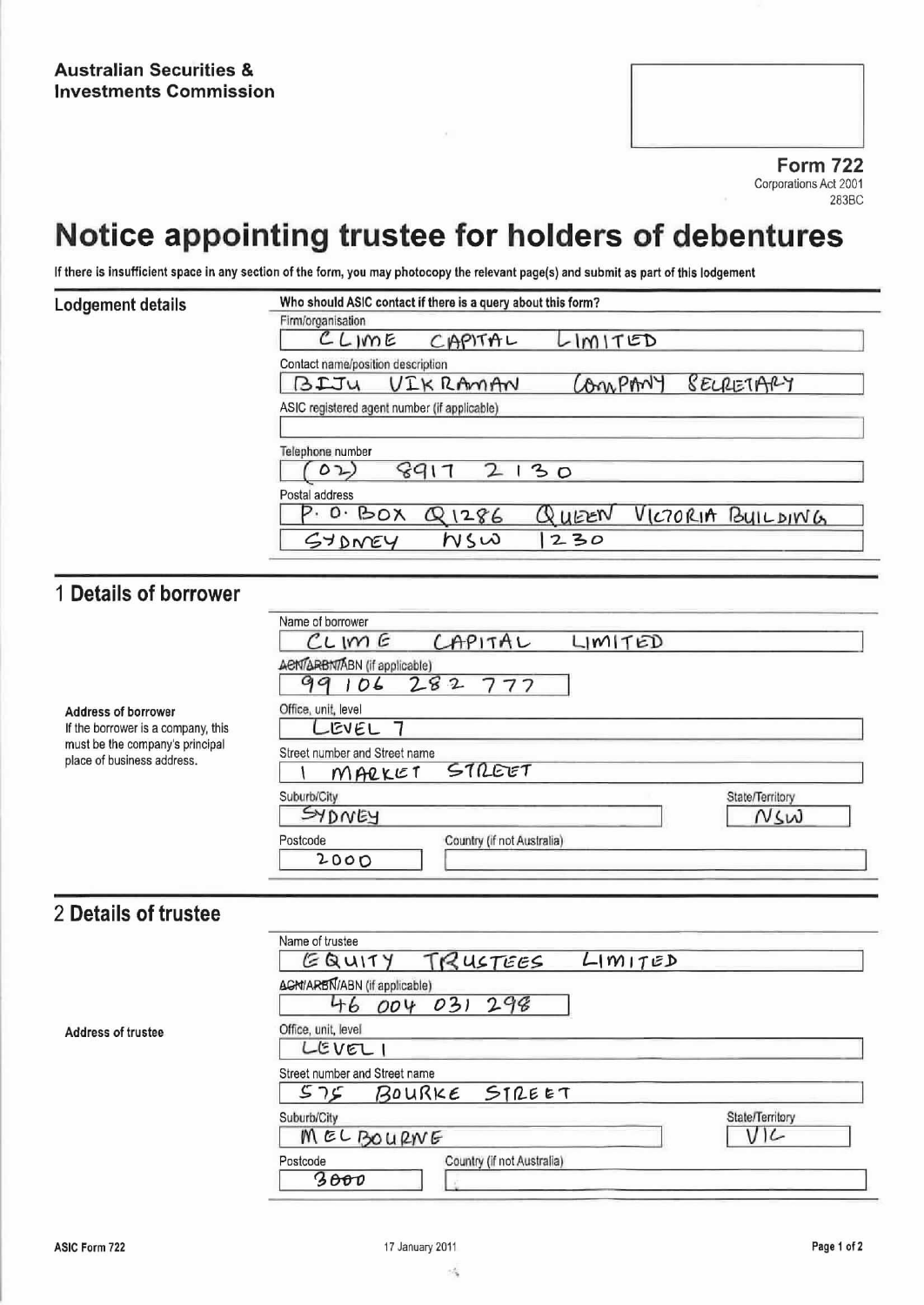**Australian Securities & Investments Commission**

**Form 722**
Corporations Act 2001
283BC

# Notice appointing trustee for holders of debentures

**If there is insufficient space in any section of the form, you may photocopy the relevant page(s) and submit as part of this lodgement**

## Lodgement details

**Who should ASIC contact if there is a query about this form?**

Firm/organisation
CLIME CAPITAL LIMITED

Contact name/position description
BIJU VIKRAMAN COMPANY SECRETARY

ASIC registered agent number (if applicable)

Telephone number
(02) 8917 2130

Postal address
P. O. BOX Q1286 QUEEN VICTORIA BUILDING
SYDNEY NSW 1230

## 1 Details of borrower

Name of borrower
CLIME CAPITAL LIMITED

~~ACN/ARBN/~~ABN (if applicable)
99 106 282 777

**Address of borrower**
If the borrower is a company, this must be the company's principal place of business address.

Office, unit, level
LEVEL 7

Street number and Street name
1 MARKET STREET

Suburb/City
SYDNEY

State/Territory
NSW

Postcode
2000

Country (if not Australia)

## 2 Details of trustee

Name of trustee
EQUITY TRUSTEES LIMITED

~~ACN/ARBN/~~ABN (if applicable)
46 004 031 298

**Address of trustee**

Office, unit, level
LEVEL 1

Street number and Street name
575 BOURKE STREET

Suburb/City
MELBOURNE

State/Territory
VIC

Postcode
3000

Country (if not Australia)

ASIC Form 722 17 January 2011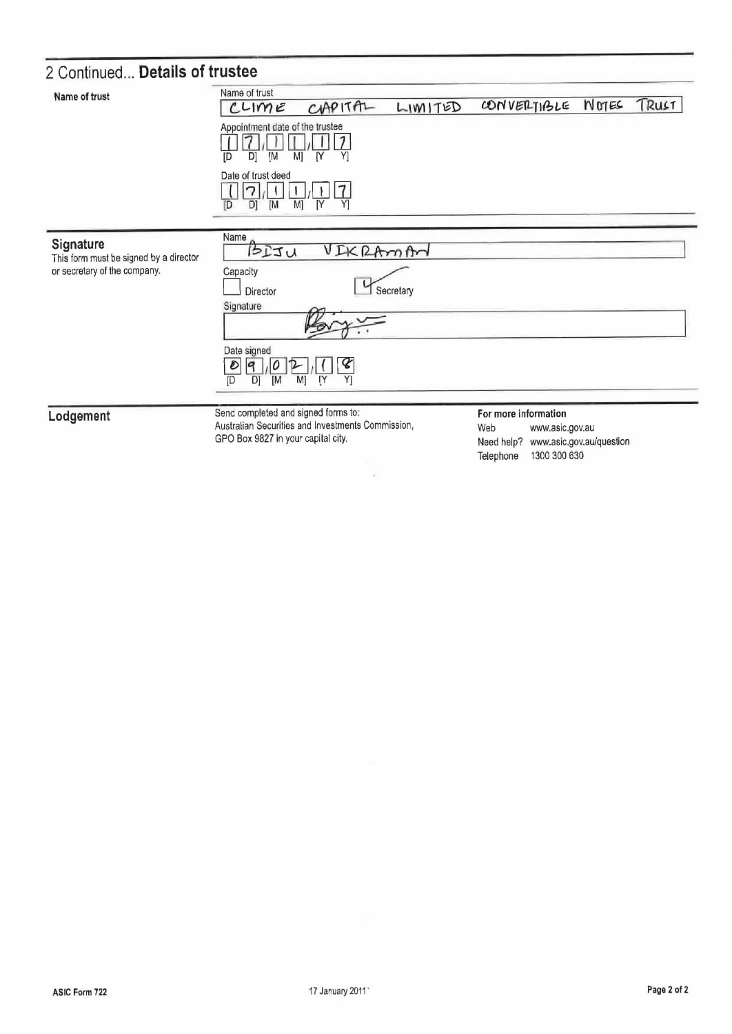## 2 Continued... Details of trustee

**Name of trust**

Name of trust

CLIME CAPITAL LIMITED CONVERTIBLE NOTES TRUST

Appointment date of the trustee

17/11/17
[D D] [M M] [Y Y]

Date of trust deed

17/11/17
[D D] [M M] [Y Y]

## Signature

This form must be signed by a director or secretary of the company.

Name

BIJU VIKRAMAN

Capacity

☐ Director ☑ Secretary

Signature

[signature]

Date signed

09/02/18
[D D] [M M] [Y Y]

## Lodgement

Send completed and signed forms to:
Australian Securities and Investments Commission,
GPO Box 9827 in your capital city.

**For more information**

Web www.asic.gov.au
Need help? www.asic.gov.au/question
Telephone 1300 300 630

ASIC Form 722 17 January 2011